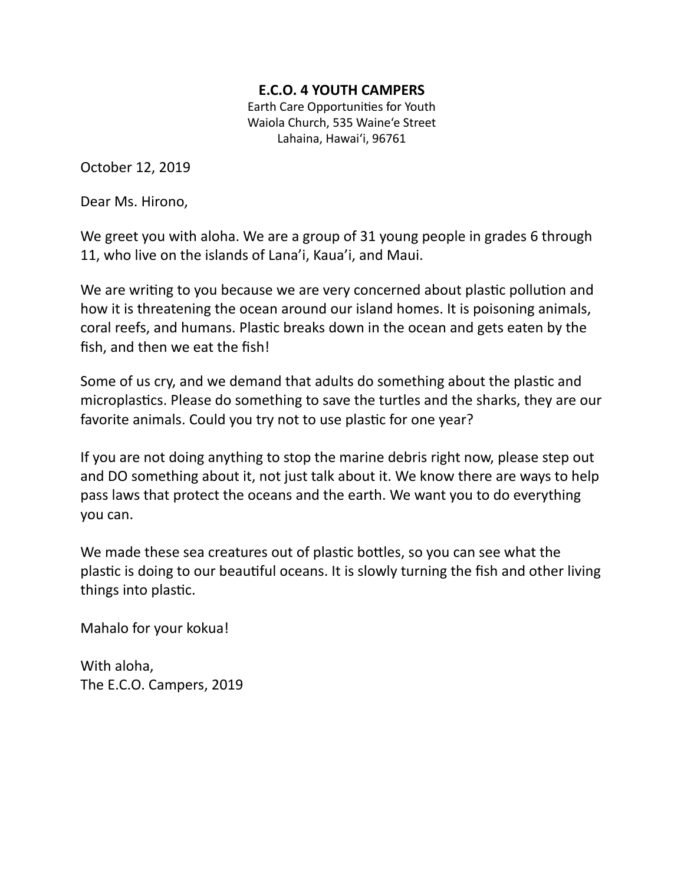**E.C.O. 4 YOUTH CAMPERS**

Earth Care Opportunities for Youth
Waiola Church, 535 Waineʻe Street
Lahaina, Hawaiʻi, 96761

October 12, 2019

Dear Ms. Hirono,

We greet you with aloha. We are a group of 31 young people in grades 6 through 11, who live on the islands of Lana'i, Kaua'i, and Maui.

We are writing to you because we are very concerned about plastic pollution and how it is threatening the ocean around our island homes. It is poisoning animals, coral reefs, and humans. Plastic breaks down in the ocean and gets eaten by the fish, and then we eat the fish!

Some of us cry, and we demand that adults do something about the plastic and microplastics. Please do something to save the turtles and the sharks, they are our favorite animals. Could you try not to use plastic for one year?

If you are not doing anything to stop the marine debris right now, please step out and DO something about it, not just talk about it. We know there are ways to help pass laws that protect the oceans and the earth. We want you to do everything you can.

We made these sea creatures out of plastic bottles, so you can see what the plastic is doing to our beautiful oceans. It is slowly turning the fish and other living things into plastic.

Mahalo for your kokua!

With aloha,
The E.C.O. Campers, 2019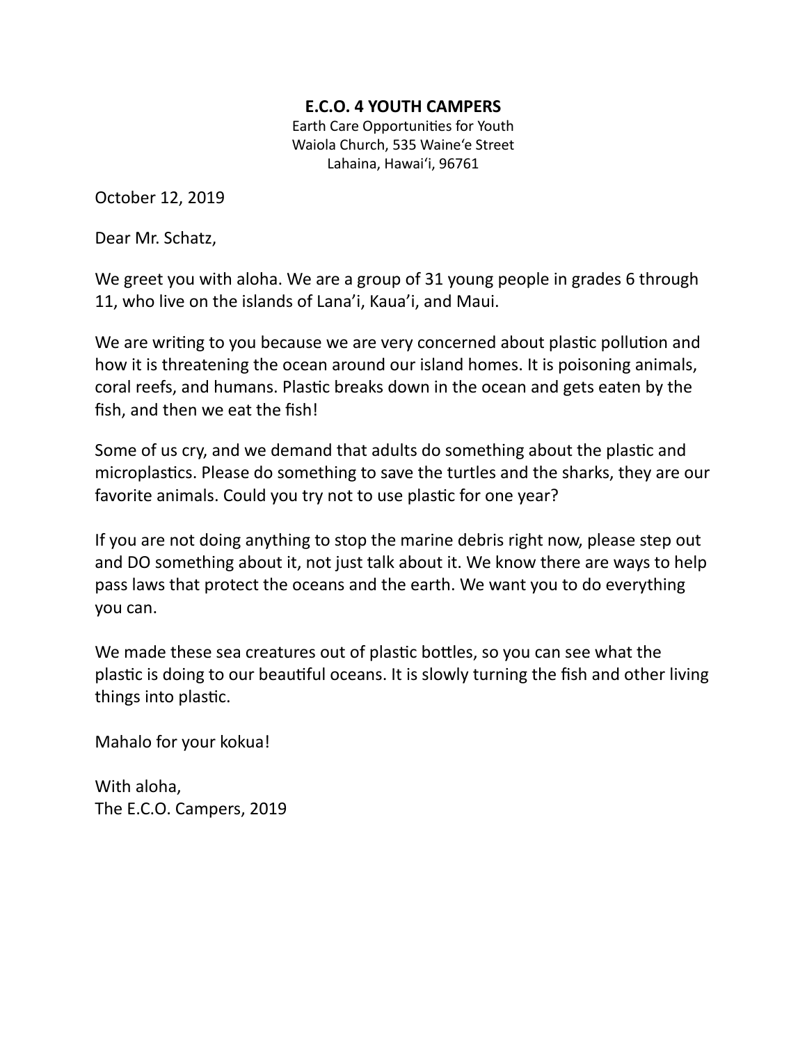**E.C.O. 4 YOUTH CAMPERS**

Earth Care Opportunities for Youth
Waiola Church, 535 Waine'e Street
Lahaina, Hawai'i, 96761

October 12, 2019

Dear Mr. Schatz,

We greet you with aloha. We are a group of 31 young people in grades 6 through 11, who live on the islands of Lana'i, Kaua'i, and Maui.

We are writing to you because we are very concerned about plastic pollution and how it is threatening the ocean around our island homes. It is poisoning animals, coral reefs, and humans. Plastic breaks down in the ocean and gets eaten by the fish, and then we eat the fish!

Some of us cry, and we demand that adults do something about the plastic and microplastics. Please do something to save the turtles and the sharks, they are our favorite animals. Could you try not to use plastic for one year?

If you are not doing anything to stop the marine debris right now, please step out and DO something about it, not just talk about it. We know there are ways to help pass laws that protect the oceans and the earth. We want you to do everything you can.

We made these sea creatures out of plastic bottles, so you can see what the plastic is doing to our beautiful oceans. It is slowly turning the fish and other living things into plastic.

Mahalo for your kokua!

With aloha,
The E.C.O. Campers, 2019